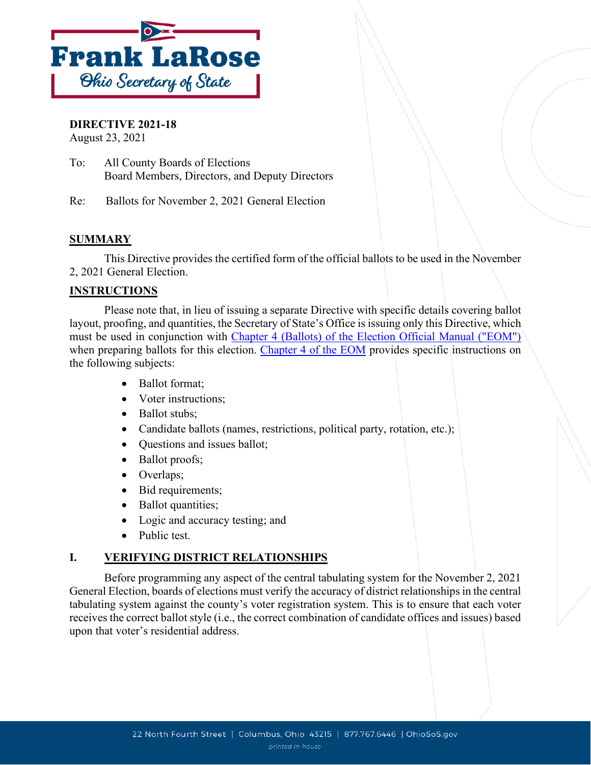**Frank LaRose**
*Ohio Secretary of State*

**DIRECTIVE 2021-18**
August 23, 2021

To: All County Boards of Elections
Board Members, Directors, and Deputy Directors

Re: Ballots for November 2, 2021 General Election

## SUMMARY

This Directive provides the certified form of the official ballots to be used in the November 2, 2021 General Election.

## INSTRUCTIONS

Please note that, in lieu of issuing a separate Directive with specific details covering ballot layout, proofing, and quantities, the Secretary of State's Office is issuing only this Directive, which must be used in conjunction with Chapter 4 (Ballots) of the Election Official Manual ("EOM") when preparing ballots for this election. Chapter 4 of the EOM provides specific instructions on the following subjects:

- Ballot format;
- Voter instructions;
- Ballot stubs;
- Candidate ballots (names, restrictions, political party, rotation, etc.);
- Questions and issues ballot;
- Ballot proofs;
- Overlaps;
- Bid requirements;
- Ballot quantities;
- Logic and accuracy testing; and
- Public test.

## I. VERIFYING DISTRICT RELATIONSHIPS

Before programming any aspect of the central tabulating system for the November 2, 2021 General Election, boards of elections must verify the accuracy of district relationships in the central tabulating system against the county's voter registration system. This is to ensure that each voter receives the correct ballot style (i.e., the correct combination of candidate offices and issues) based upon that voter's residential address.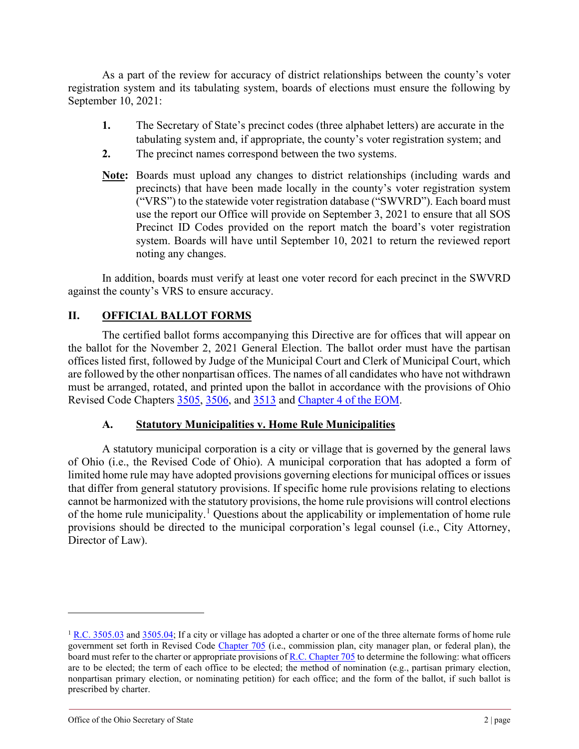As a part of the review for accuracy of district relationships between the county's voter registration system and its tabulating system, boards of elections must ensure the following by September 10, 2021:

1. The Secretary of State's precinct codes (three alphabet letters) are accurate in the tabulating system and, if appropriate, the county's voter registration system; and
2. The precinct names correspond between the two systems.

**Note:** Boards must upload any changes to district relationships (including wards and precincts) that have been made locally in the county's voter registration system ("VRS") to the statewide voter registration database ("SWVRD"). Each board must use the report our Office will provide on September 3, 2021 to ensure that all SOS Precinct ID Codes provided on the report match the board's voter registration system. Boards will have until September 10, 2021 to return the reviewed report noting any changes.

In addition, boards must verify at least one voter record for each precinct in the SWVRD against the county's VRS to ensure accuracy.

## II. OFFICIAL BALLOT FORMS

The certified ballot forms accompanying this Directive are for offices that will appear on the ballot for the November 2, 2021 General Election. The ballot order must have the partisan offices listed first, followed by Judge of the Municipal Court and Clerk of Municipal Court, which are followed by the other nonpartisan offices. The names of all candidates who have not withdrawn must be arranged, rotated, and printed upon the ballot in accordance with the provisions of Ohio Revised Code Chapters 3505, 3506, and 3513 and Chapter 4 of the EOM.

### A. Statutory Municipalities v. Home Rule Municipalities

A statutory municipal corporation is a city or village that is governed by the general laws of Ohio (i.e., the Revised Code of Ohio). A municipal corporation that has adopted a form of limited home rule may have adopted provisions governing elections for municipal offices or issues that differ from general statutory provisions. If specific home rule provisions relating to elections cannot be harmonized with the statutory provisions, the home rule provisions will control elections of the home rule municipality.[1] Questions about the applicability or implementation of home rule provisions should be directed to the municipal corporation's legal counsel (i.e., City Attorney, Director of Law).

---

[1] R.C. 3505.03 and 3505.04; If a city or village has adopted a charter or one of the three alternate forms of home rule government set forth in Revised Code Chapter 705 (i.e., commission plan, city manager plan, or federal plan), the board must refer to the charter or appropriate provisions of R.C. Chapter 705 to determine the following: what officers are to be elected; the term of each office to be elected; the method of nomination (e.g., partisan primary election, nonpartisan primary election, or nominating petition) for each office; and the form of the ballot, if such ballot is prescribed by charter.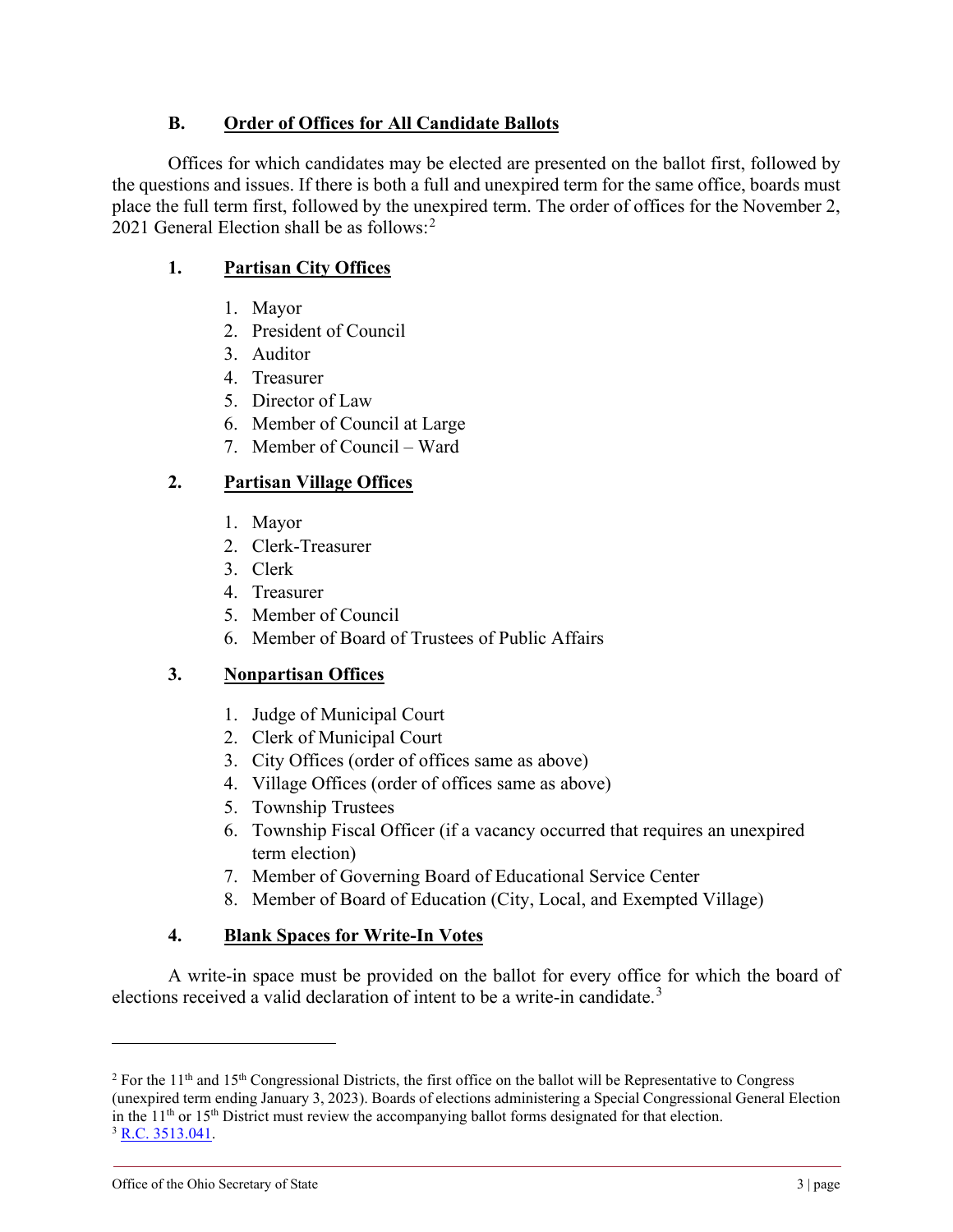### B. Order of Offices for All Candidate Ballots

Offices for which candidates may be elected are presented on the ballot first, followed by the questions and issues. If there is both a full and unexpired term for the same office, boards must place the full term first, followed by the unexpired term. The order of offices for the November 2, 2021 General Election shall be as follows:[2]

#### 1. Partisan City Offices

1. Mayor
2. President of Council
3. Auditor
4. Treasurer
5. Director of Law
6. Member of Council at Large
7. Member of Council – Ward

#### 2. Partisan Village Offices

1. Mayor
2. Clerk-Treasurer
3. Clerk
4. Treasurer
5. Member of Council
6. Member of Board of Trustees of Public Affairs

#### 3. Nonpartisan Offices

1. Judge of Municipal Court
2. Clerk of Municipal Court
3. City Offices (order of offices same as above)
4. Village Offices (order of offices same as above)
5. Township Trustees
6. Township Fiscal Officer (if a vacancy occurred that requires an unexpired term election)
7. Member of Governing Board of Educational Service Center
8. Member of Board of Education (City, Local, and Exempted Village)

#### 4. Blank Spaces for Write-In Votes

A write-in space must be provided on the ballot for every office for which the board of elections received a valid declaration of intent to be a write-in candidate.[3]

---

[2] For the 11th and 15th Congressional Districts, the first office on the ballot will be Representative to Congress (unexpired term ending January 3, 2023). Boards of elections administering a Special Congressional General Election in the 11th or 15th District must review the accompanying ballot forms designated for that election.

[3] R.C. 3513.041.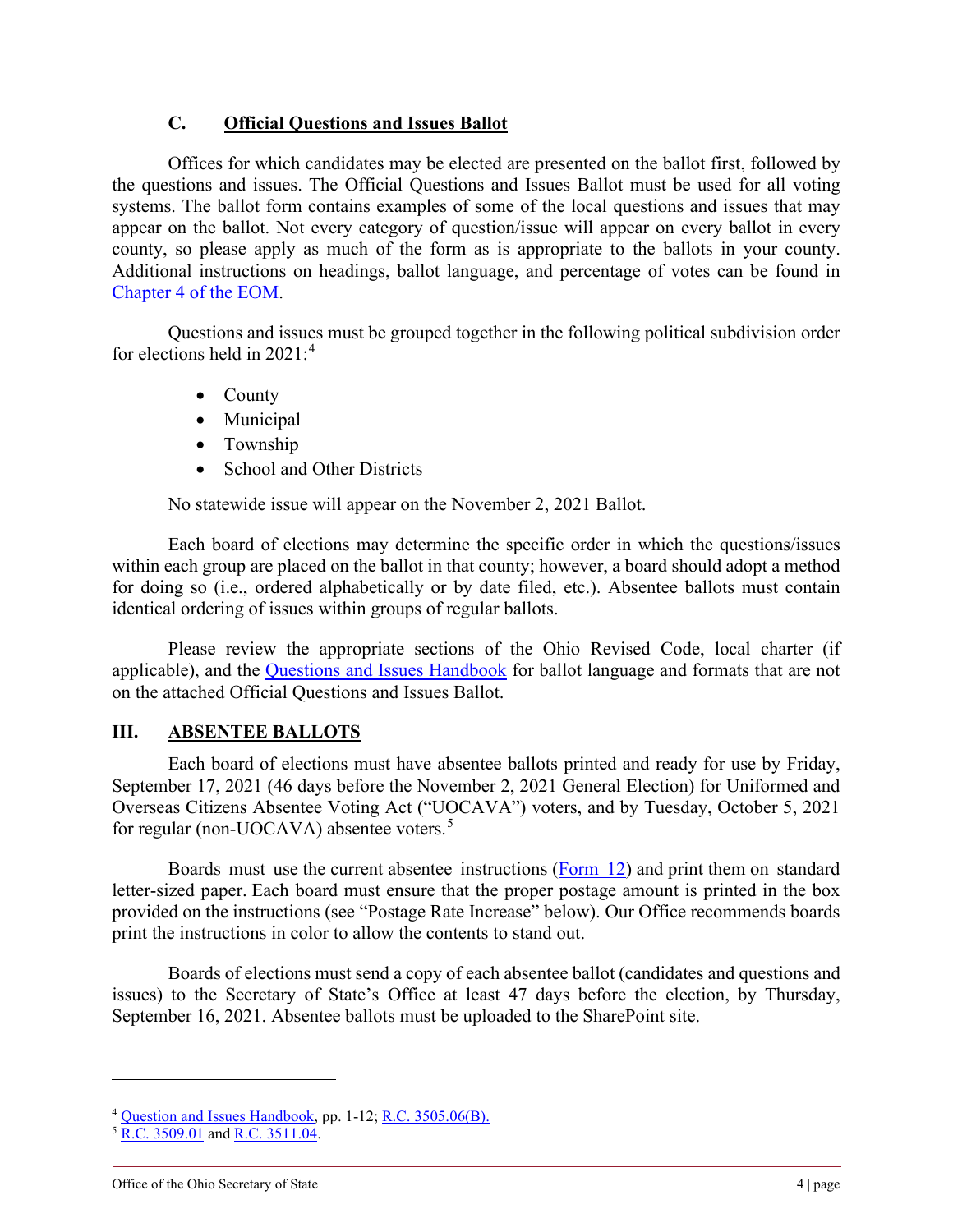### C. Official Questions and Issues Ballot

Offices for which candidates may be elected are presented on the ballot first, followed by the questions and issues. The Official Questions and Issues Ballot must be used for all voting systems. The ballot form contains examples of some of the local questions and issues that may appear on the ballot. Not every category of question/issue will appear on every ballot in every county, so please apply as much of the form as is appropriate to the ballots in your county. Additional instructions on headings, ballot language, and percentage of votes can be found in Chapter 4 of the EOM.

Questions and issues must be grouped together in the following political subdivision order for elections held in 2021:[4]

- County
- Municipal
- Township
- School and Other Districts

No statewide issue will appear on the November 2, 2021 Ballot.

Each board of elections may determine the specific order in which the questions/issues within each group are placed on the ballot in that county; however, a board should adopt a method for doing so (i.e., ordered alphabetically or by date filed, etc.). Absentee ballots must contain identical ordering of issues within groups of regular ballots.

Please review the appropriate sections of the Ohio Revised Code, local charter (if applicable), and the Questions and Issues Handbook for ballot language and formats that are not on the attached Official Questions and Issues Ballot.

## III. ABSENTEE BALLOTS

Each board of elections must have absentee ballots printed and ready for use by Friday, September 17, 2021 (46 days before the November 2, 2021 General Election) for Uniformed and Overseas Citizens Absentee Voting Act ("UOCAVA") voters, and by Tuesday, October 5, 2021 for regular (non-UOCAVA) absentee voters.[5]

Boards must use the current absentee instructions (Form 12) and print them on standard letter-sized paper. Each board must ensure that the proper postage amount is printed in the box provided on the instructions (see "Postage Rate Increase" below). Our Office recommends boards print the instructions in color to allow the contents to stand out.

Boards of elections must send a copy of each absentee ballot (candidates and questions and issues) to the Secretary of State's Office at least 47 days before the election, by Thursday, September 16, 2021. Absentee ballots must be uploaded to the SharePoint site.

---

[4] Question and Issues Handbook, pp. 1-12; R.C. 3505.06(B).

[5] R.C. 3509.01 and R.C. 3511.04.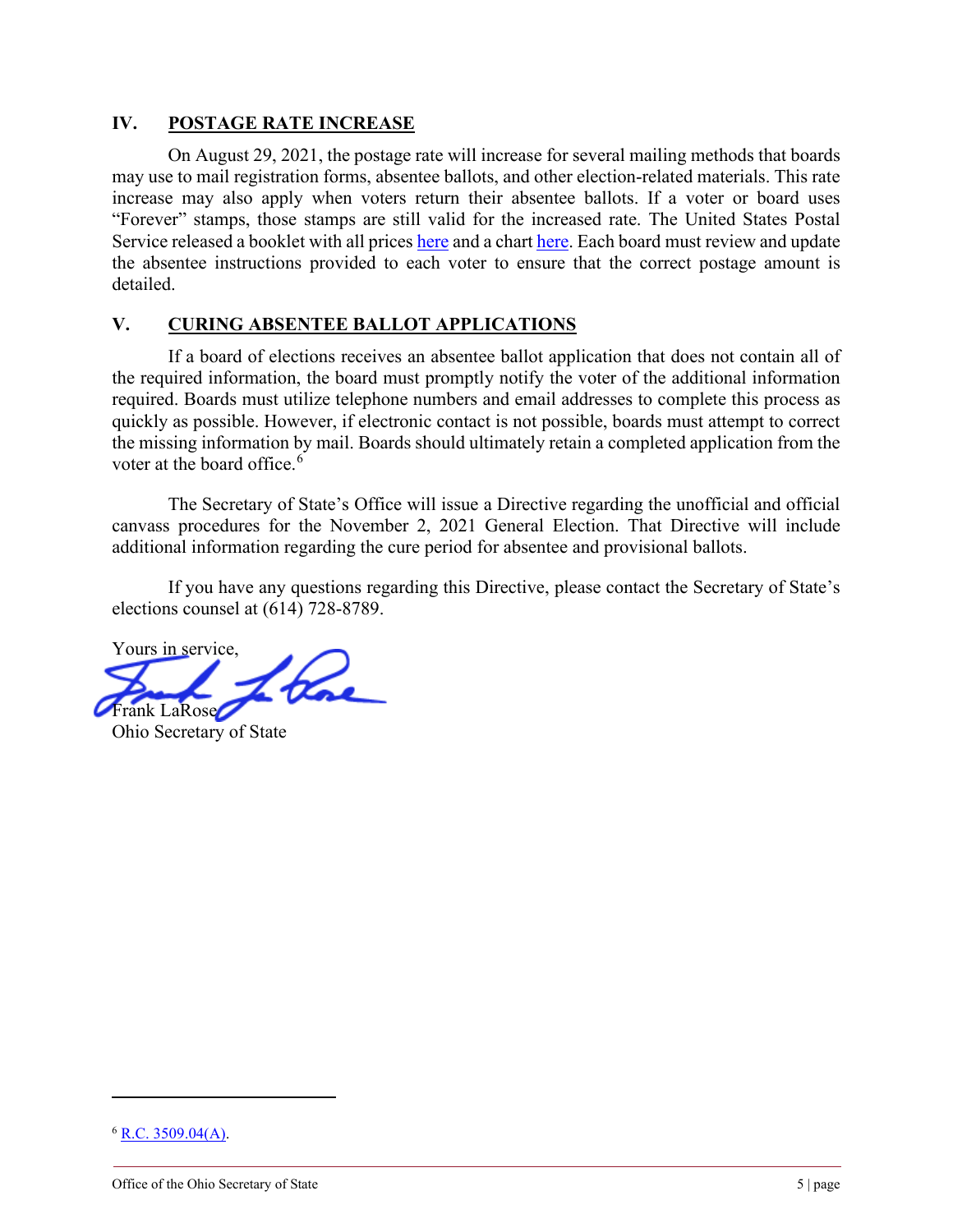## IV. POSTAGE RATE INCREASE

On August 29, 2021, the postage rate will increase for several mailing methods that boards may use to mail registration forms, absentee ballots, and other election-related materials. This rate increase may also apply when voters return their absentee ballots. If a voter or board uses "Forever" stamps, those stamps are still valid for the increased rate. The United States Postal Service released a booklet with all prices here and a chart here. Each board must review and update the absentee instructions provided to each voter to ensure that the correct postage amount is detailed.

## V. CURING ABSENTEE BALLOT APPLICATIONS

If a board of elections receives an absentee ballot application that does not contain all of the required information, the board must promptly notify the voter of the additional information required. Boards must utilize telephone numbers and email addresses to complete this process as quickly as possible. However, if electronic contact is not possible, boards must attempt to correct the missing information by mail. Boards should ultimately retain a completed application from the voter at the board office.[6]

The Secretary of State's Office will issue a Directive regarding the unofficial and official canvass procedures for the November 2, 2021 General Election. That Directive will include additional information regarding the cure period for absentee and provisional ballots.

If you have any questions regarding this Directive, please contact the Secretary of State's elections counsel at (614) 728-8789.

Yours in service,

Frank LaRose
Ohio Secretary of State

---

[6] R.C. 3509.04(A).